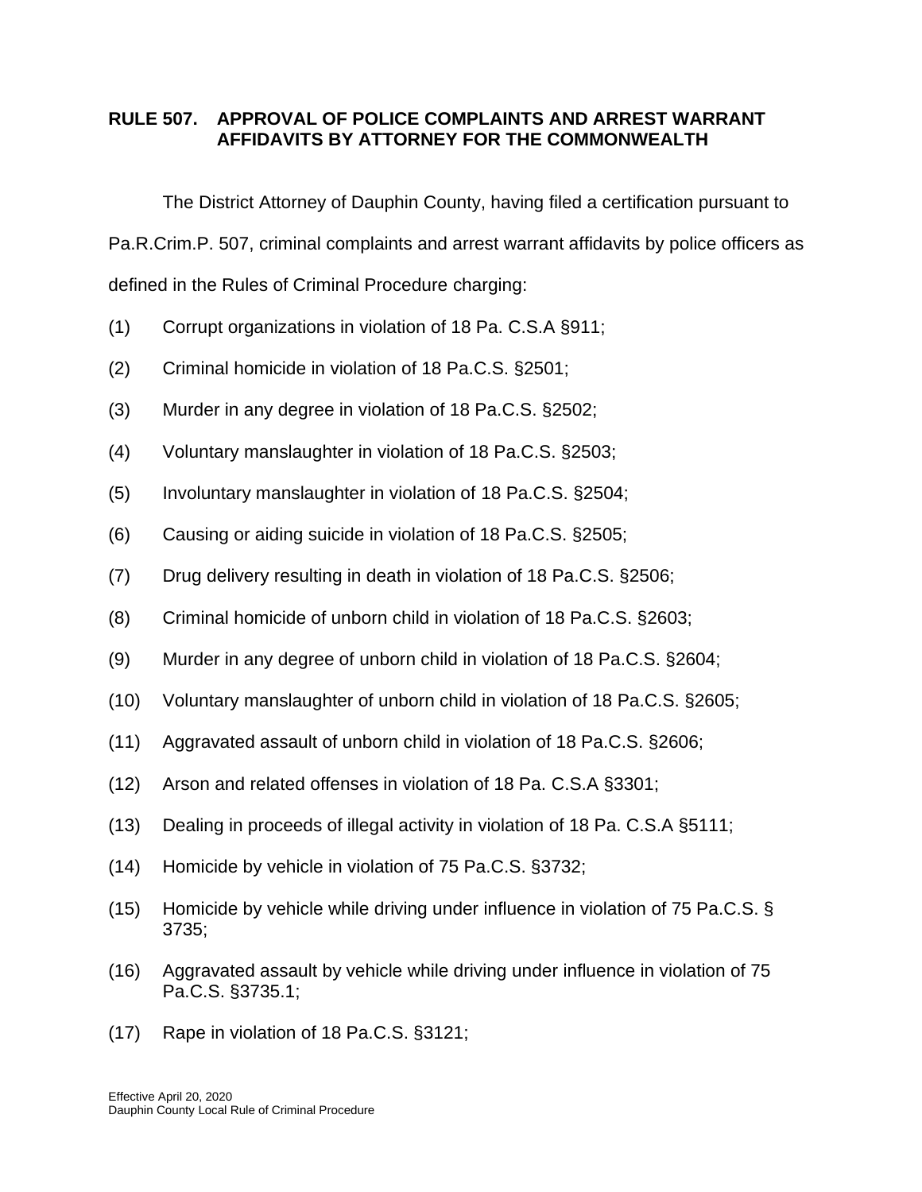## RULE 507. APPROVAL OF POLICE COMPLAINTS AND ARREST WARRANT AFFIDAVITS BY ATTORNEY FOR THE COMMONWEALTH

The District Attorney of Dauphin County, having filed a certification pursuant to Pa.R.Crim.P. 507, criminal complaints and arrest warrant affidavits by police officers as defined in the Rules of Criminal Procedure charging:

(1) Corrupt organizations in violation of 18 Pa. C.S.A §911;

(2) Criminal homicide in violation of 18 Pa.C.S. §2501;

(3) Murder in any degree in violation of 18 Pa.C.S. §2502;

(4) Voluntary manslaughter in violation of 18 Pa.C.S. §2503;

(5) Involuntary manslaughter in violation of 18 Pa.C.S. §2504;

(6) Causing or aiding suicide in violation of 18 Pa.C.S. §2505;

(7) Drug delivery resulting in death in violation of 18 Pa.C.S. §2506;

(8) Criminal homicide of unborn child in violation of 18 Pa.C.S. §2603;

(9) Murder in any degree of unborn child in violation of 18 Pa.C.S. §2604;

(10) Voluntary manslaughter of unborn child in violation of 18 Pa.C.S. §2605;

(11) Aggravated assault of unborn child in violation of 18 Pa.C.S. §2606;

(12) Arson and related offenses in violation of 18 Pa. C.S.A §3301;

(13) Dealing in proceeds of illegal activity in violation of 18 Pa. C.S.A §5111;

(14) Homicide by vehicle in violation of 75 Pa.C.S. §3732;

(15) Homicide by vehicle while driving under influence in violation of 75 Pa.C.S. § 3735;

(16) Aggravated assault by vehicle while driving under influence in violation of 75 Pa.C.S. §3735.1;

(17) Rape in violation of 18 Pa.C.S. §3121;

Effective April 20, 2020
Dauphin County Local Rule of Criminal Procedure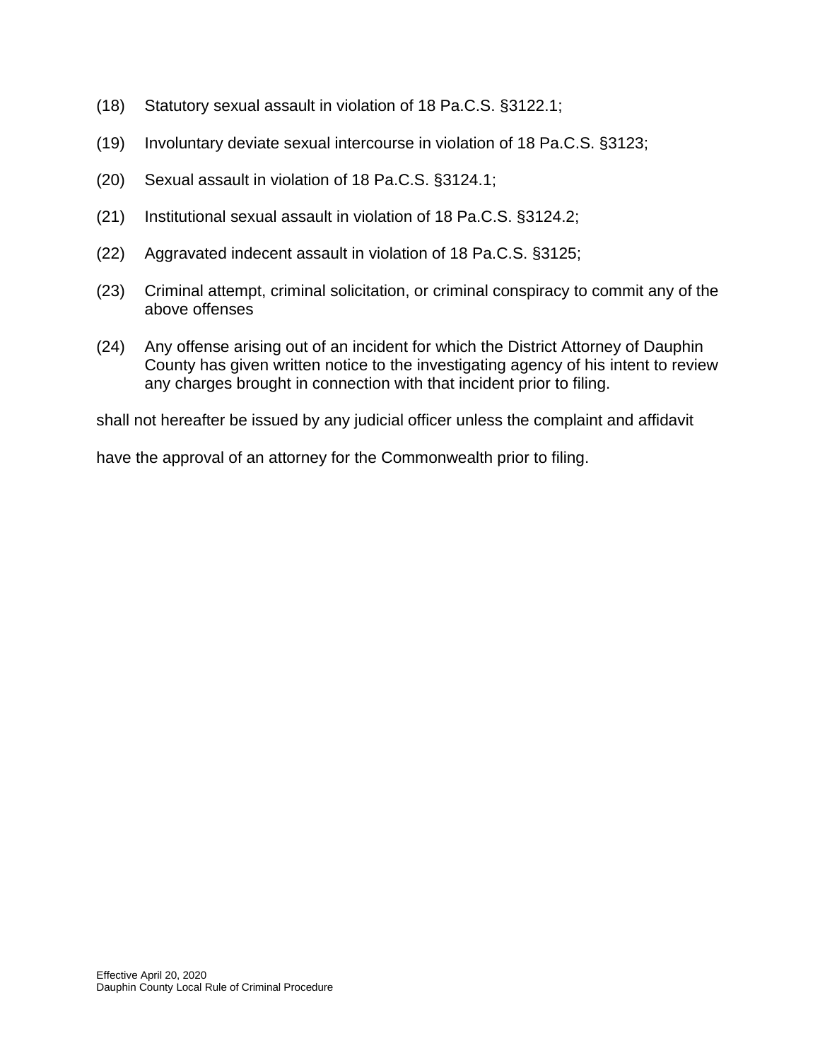(18) Statutory sexual assault in violation of 18 Pa.C.S. §3122.1;

(19) Involuntary deviate sexual intercourse in violation of 18 Pa.C.S. §3123;

(20) Sexual assault in violation of 18 Pa.C.S. §3124.1;

(21) Institutional sexual assault in violation of 18 Pa.C.S. §3124.2;

(22) Aggravated indecent assault in violation of 18 Pa.C.S. §3125;

(23) Criminal attempt, criminal solicitation, or criminal conspiracy to commit any of the above offenses

(24) Any offense arising out of an incident for which the District Attorney of Dauphin County has given written notice to the investigating agency of his intent to review any charges brought in connection with that incident prior to filing.

shall not hereafter be issued by any judicial officer unless the complaint and affidavit have the approval of an attorney for the Commonwealth prior to filing.

Effective April 20, 2020
Dauphin County Local Rule of Criminal Procedure